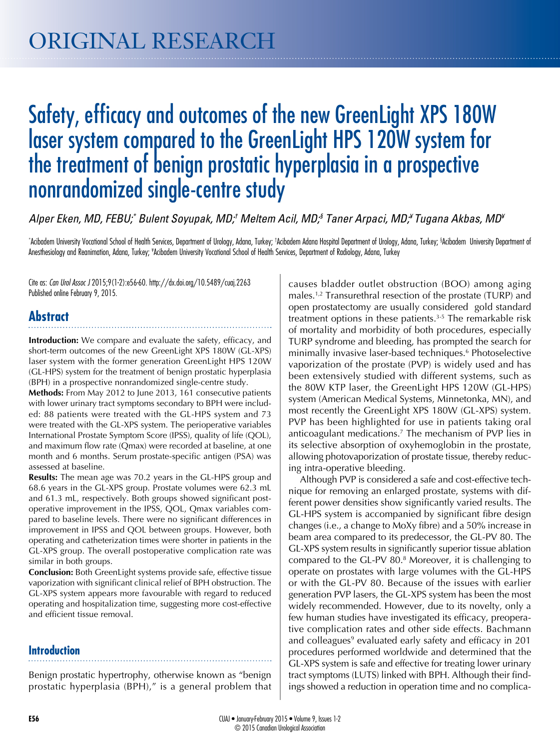ORIGINAL RESEARCH

# Safety, efficacy and outcomes of the new GreenLight XPS 180W laser system compared to the GreenLight HPS 120W system for the treatment of benign prostatic hyperplasia in a prospective nonrandomized single-centre study

*Alper Eken, MD, FEBU;[*] Bulent Soyupak, MD;[†] Meltem Acil, MD;[§] Taner Arpaci, MD;[¥] Tugana Akbas, MD[¥]*

[*]Acibadem University Vocational School of Health Services, Department of Urology, Adana, Turkey; [†]Acibadem Adana Hospital Department of Urology, Adana, Turkey; [§]Acibadem University Department of Anesthesiology and Reanimation, Adana, Turkey; [¥]Acibadem University Vocational School of Health Services, Department of Radiology, Adana, Turkey

Cite as: *Can Urol Assoc J* 2015;9(1-2):e56-60. http://dx.doi.org/10.5489/cuaj.2263
Published online February 9, 2015.

## Abstract

**Introduction:** We compare and evaluate the safety, efficacy, and short-term outcomes of the new GreenLight XPS 180W (GL-XPS) laser system with the former generation GreenLight HPS 120W (GL-HPS) system for the treatment of benign prostatic hyperplasia (BPH) in a prospective nonrandomized single-centre study.

**Methods:** From May 2012 to June 2013, 161 consecutive patients with lower urinary tract symptoms secondary to BPH were included: 88 patients were treated with the GL-HPS system and 73 were treated with the GL-XPS system. The perioperative variables International Prostate Symptom Score (IPSS), quality of life (QOL), and maximum flow rate (Qmax) were recorded at baseline, at one month and 6 months. Serum prostate-specific antigen (PSA) was assessed at baseline.

**Results:** The mean age was 70.2 years in the GL-HPS group and 68.6 years in the GL-XPS group. Prostate volumes were 62.3 mL and 61.3 mL, respectively. Both groups showed significant postoperative improvement in the IPSS, QOL, Qmax variables compared to baseline levels. There were no significant differences in improvement in IPSS and QOL between groups. However, both operating and catheterization times were shorter in patients in the GL-XPS group. The overall postoperative complication rate was similar in both groups.

**Conclusion:** Both GreenLight systems provide safe, effective tissue vaporization with significant clinical relief of BPH obstruction. The GL-XPS system appears more favourable with regard to reduced operating and hospitalization time, suggesting more cost-effective and efficient tissue removal.

## Introduction

Benign prostatic hypertrophy, otherwise known as "benign prostatic hyperplasia (BPH)," is a general problem that causes bladder outlet obstruction (BOO) among aging males.[1,2] Transurethral resection of the prostate (TURP) and open prostatectomy are usually considered gold standard treatment options in these patients.[3-5] The remarkable risk of mortality and morbidity of both procedures, especially TURP syndrome and bleeding, has prompted the search for minimally invasive laser-based techniques.[6] Photoselective vaporization of the prostate (PVP) is widely used and has been extensively studied with different systems, such as the 80W KTP laser, the GreenLight HPS 120W (GL-HPS) system (American Medical Systems, Minnetonka, MN), and most recently the GreenLight XPS 180W (GL-XPS) system. PVP has been highlighted for use in patients taking oral anticoagulant medications.[7] The mechanism of PVP lies in its selective absorption of oxyhemoglobin in the prostate, allowing photovaporization of prostate tissue, thereby reducing intra-operative bleeding.

Although PVP is considered a safe and cost-effective technique for removing an enlarged prostate, systems with different power densities show significantly varied results. The GL-HPS system is accompanied by significant fibre design changes (i.e., a change to MoXy fibre) and a 50% increase in beam area compared to its predecessor, the GL-PV 80. The GL-XPS system results in significantly superior tissue ablation compared to the GL-PV 80.[8] Moreover, it is challenging to operate on prostates with large volumes with the GL-HPS or with the GL-PV 80. Because of the issues with earlier generation PVP lasers, the GL-XPS system has been the most widely recommended. However, due to its novelty, only a few human studies have investigated its efficacy, preoperative complication rates and other side effects. Bachmann and colleagues[9] evaluated early safety and efficacy in 201 procedures performed worldwide and determined that the GL-XPS system is safe and effective for treating lower urinary tract symptoms (LUTS) linked with BPH. Although their findings showed a reduction in operation time and no complica-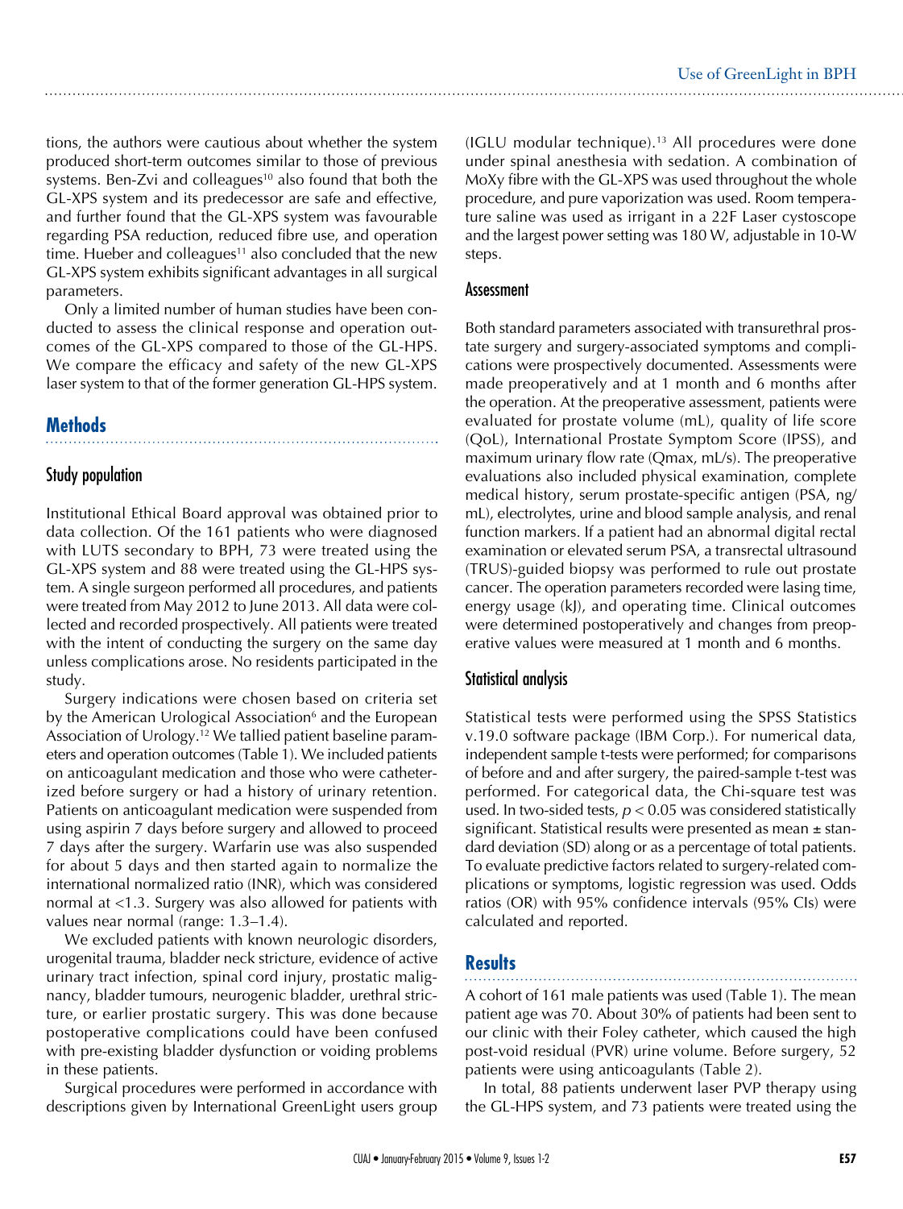tions, the authors were cautious about whether the system produced short-term outcomes similar to those of previous systems. Ben-Zvi and colleagues[10] also found that both the GL-XPS system and its predecessor are safe and effective, and further found that the GL-XPS system was favourable regarding PSA reduction, reduced fibre use, and operation time. Hueber and colleagues[11] also concluded that the new GL-XPS system exhibits significant advantages in all surgical parameters.

Only a limited number of human studies have been conducted to assess the clinical response and operation outcomes of the GL-XPS compared to those of the GL-HPS. We compare the efficacy and safety of the new GL-XPS laser system to that of the former generation GL-HPS system.

## Methods

### Study population

Institutional Ethical Board approval was obtained prior to data collection. Of the 161 patients who were diagnosed with LUTS secondary to BPH, 73 were treated using the GL-XPS system and 88 were treated using the GL-HPS system. A single surgeon performed all procedures, and patients were treated from May 2012 to June 2013. All data were collected and recorded prospectively. All patients were treated with the intent of conducting the surgery on the same day unless complications arose. No residents participated in the study.

Surgery indications were chosen based on criteria set by the American Urological Association[6] and the European Association of Urology.[12] We tallied patient baseline parameters and operation outcomes (Table 1). We included patients on anticoagulant medication and those who were catheterized before surgery or had a history of urinary retention. Patients on anticoagulant medication were suspended from using aspirin 7 days before surgery and allowed to proceed 7 days after the surgery. Warfarin use was also suspended for about 5 days and then started again to normalize the international normalized ratio (INR), which was considered normal at <1.3. Surgery was also allowed for patients with values near normal (range: 1.3–1.4).

We excluded patients with known neurologic disorders, urogenital trauma, bladder neck stricture, evidence of active urinary tract infection, spinal cord injury, prostatic malignancy, bladder tumours, neurogenic bladder, urethral stricture, or earlier prostatic surgery. This was done because postoperative complications could have been confused with pre-existing bladder dysfunction or voiding problems in these patients.

Surgical procedures were performed in accordance with descriptions given by International GreenLight users group (IGLU modular technique).[13] All procedures were done under spinal anesthesia with sedation. A combination of MoXy fibre with the GL-XPS was used throughout the whole procedure, and pure vaporization was used. Room temperature saline was used as irrigant in a 22F Laser cystoscope and the largest power setting was 180 W, adjustable in 10-W steps.

### Assessment

Both standard parameters associated with transurethral prostate surgery and surgery-associated symptoms and complications were prospectively documented. Assessments were made preoperatively and at 1 month and 6 months after the operation. At the preoperative assessment, patients were evaluated for prostate volume (mL), quality of life score (QoL), International Prostate Symptom Score (IPSS), and maximum urinary flow rate (Qmax, mL/s). The preoperative evaluations also included physical examination, complete medical history, serum prostate-specific antigen (PSA, ng/mL), electrolytes, urine and blood sample analysis, and renal function markers. If a patient had an abnormal digital rectal examination or elevated serum PSA, a transrectal ultrasound (TRUS)-guided biopsy was performed to rule out prostate cancer. The operation parameters recorded were lasing time, energy usage (kJ), and operating time. Clinical outcomes were determined postoperatively and changes from preoperative values were measured at 1 month and 6 months.

### Statistical analysis

Statistical tests were performed using the SPSS Statistics v.19.0 software package (IBM Corp.). For numerical data, independent sample t-tests were performed; for comparisons of before and after surgery, the paired-sample t-test was performed. For categorical data, the Chi-square test was used. In two-sided tests, $p < 0.05$ was considered statistically significant. Statistical results were presented as mean ± standard deviation (SD) along or as a percentage of total patients. To evaluate predictive factors related to surgery-related complications or symptoms, logistic regression was used. Odds ratios (OR) with 95% confidence intervals (95% CIs) were calculated and reported.

## Results

A cohort of 161 male patients was used (Table 1). The mean patient age was 70. About 30% of patients had been sent to our clinic with their Foley catheter, which caused the high post-void residual (PVR) urine volume. Before surgery, 52 patients were using anticoagulants (Table 2).

In total, 88 patients underwent laser PVP therapy using the GL-HPS system, and 73 patients were treated using the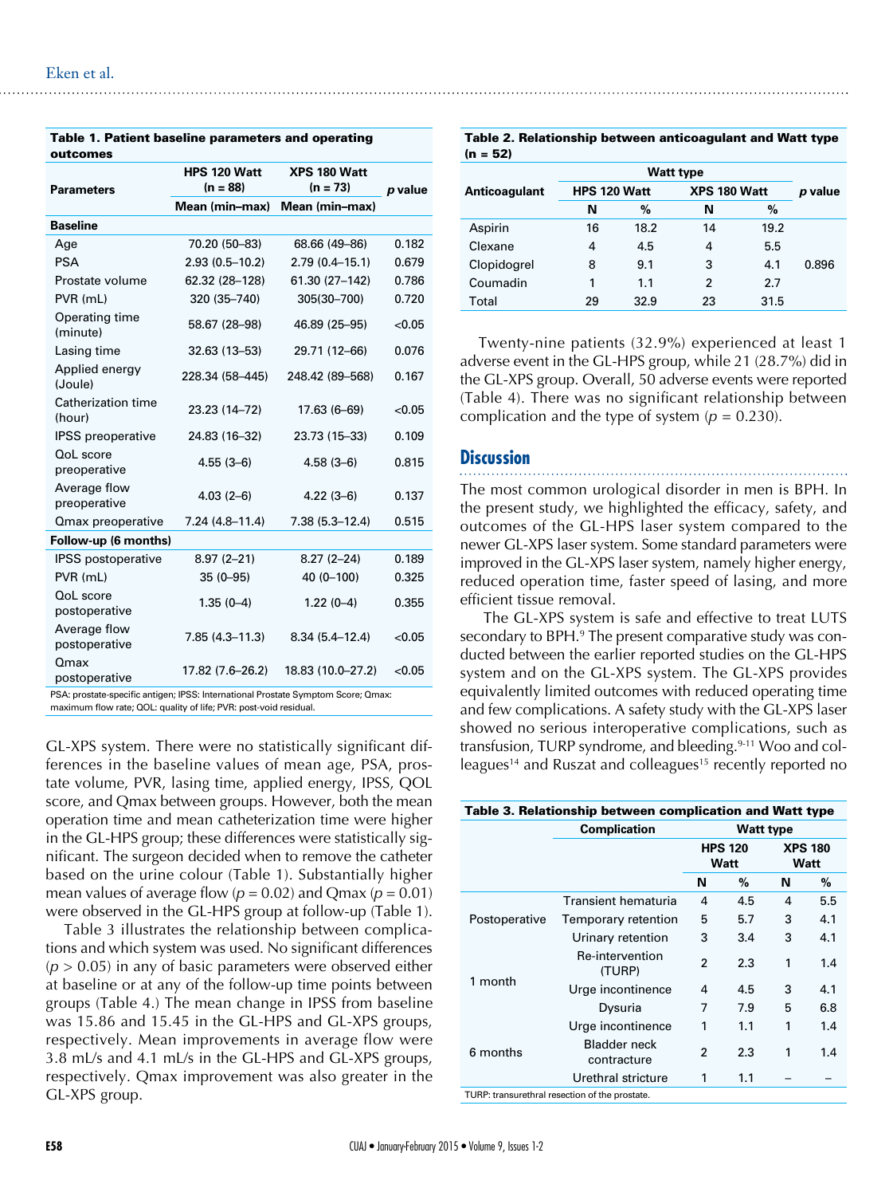**Table 1. Patient baseline parameters and operating outcomes**

| Parameters | HPS 120 Watt (n = 88) | XPS 180 Watt (n = 73) | p value |
|---|---|---|---|
| | Mean (min–max) | Mean (min–max) | |
| **Baseline** | | | |
| Age | 70.20 (50–83) | 68.66 (49–86) | 0.182 |
| PSA | 2.93 (0.5–10.2) | 2.79 (0.4–15.1) | 0.679 |
| Prostate volume | 62.32 (28–128) | 61.30 (27–142) | 0.786 |
| PVR (mL) | 320 (35–740) | 305(30–700) | 0.720 |
| Operating time (minute) | 58.67 (28–98) | 46.89 (25–95) | <0.05 |
| Lasing time | 32.63 (13–53) | 29.71 (12–66) | 0.076 |
| Applied energy (Joule) | 228.34 (58–445) | 248.42 (89–568) | 0.167 |
| Catherization time (hour) | 23.23 (14–72) | 17.63 (6–69) | <0.05 |
| IPSS preoperative | 24.83 (16–32) | 23.73 (15–33) | 0.109 |
| QoL score preoperative | 4.55 (3–6) | 4.58 (3–6) | 0.815 |
| Average flow preoperative | 4.03 (2–6) | 4.22 (3–6) | 0.137 |
| Qmax preoperative | 7.24 (4.8–11.4) | 7.38 (5.3–12.4) | 0.515 |
| **Follow-up (6 months)** | | | |
| IPSS postoperative | 8.97 (2–21) | 8.27 (2–24) | 0.189 |
| PVR (mL) | 35 (0–95) | 40 (0–100) | 0.325 |
| QoL score postoperative | 1.35 (0–4) | 1.22 (0–4) | 0.355 |
| Average flow postoperative | 7.85 (4.3–11.3) | 8.34 (5.4–12.4) | <0.05 |
| Qmax postoperative | 17.82 (7.6–26.2) | 18.83 (10.0–27.2) | <0.05 |

PSA: prostate-specific antigen; IPSS: International Prostate Symptom Score; Qmax: maximum flow rate; QOL: quality of life; PVR: post-void residual.

GL-XPS system. There were no statistically significant differences in the baseline values of mean age, PSA, prostate volume, PVR, lasing time, applied energy, IPSS, QOL score, and Qmax between groups. However, both the mean operation time and mean catheterization time were higher in the GL-HPS group; these differences were statistically significant. The surgeon decided when to remove the catheter based on the urine colour (Table 1). Substantially higher mean values of average flow ($p = 0.02$) and Qmax ($p = 0.01$) were observed in the GL-HPS group at follow-up (Table 1).

Table 3 illustrates the relationship between complications and which system was used. No significant differences ($p > 0.05$) in any of basic parameters were observed either at baseline or at any of the follow-up time points between groups (Table 4.) The mean change in IPSS from baseline was 15.86 and 15.45 in the GL-HPS and GL-XPS groups, respectively. Mean improvements in average flow were 3.8 mL/s and 4.1 mL/s in the GL-HPS and GL-XPS groups, respectively. Qmax improvement was also greater in the GL-XPS group.

**Table 2. Relationship between anticoagulant and Watt type (n = 52)**

| Anticoagulant | HPS 120 Watt | | XPS 180 Watt | | p value |
|---|---|---|---|---|---|
| | N | % | N | % | |
| Aspirin | 16 | 18.2 | 14 | 19.2 | 0.896 |
| Clexane | 4 | 4.5 | 4 | 5.5 | |
| Clopidogrel | 8 | 9.1 | 3 | 4.1 | |
| Coumadin | 1 | 1.1 | 2 | 2.7 | |
| Total | 29 | 32.9 | 23 | 31.5 | |

Twenty-nine patients (32.9%) experienced at least 1 adverse event in the GL-HPS group, while 21 (28.7%) did in the GL-XPS group. Overall, 50 adverse events were reported (Table 4). There was no significant relationship between complication and the type of system ($p = 0.230$).

## Discussion

The most common urological disorder in men is BPH. In the present study, we highlighted the efficacy, safety, and outcomes of the GL-HPS laser system compared to the newer GL-XPS laser system. Some standard parameters were improved in the GL-XPS laser system, namely higher energy, reduced operation time, faster speed of lasing, and more efficient tissue removal.

The GL-XPS system is safe and effective to treat LUTS secondary to BPH.[9] The present comparative study was conducted between the earlier reported studies on the GL-HPS system and on the GL-XPS system. The GL-XPS provides equivalently limited outcomes with reduced operating time and few complications. A safety study with the GL-XPS laser showed no serious interoperative complications, such as transfusion, TURP syndrome, and bleeding.[9-11] Woo and colleagues[14] and Ruszat and colleagues[15] recently reported no

**Table 3. Relationship between complication and Watt type**

| | Complication | HPS 120 Watt | | XPS 180 Watt | |
|---|---|---|---|---|---|
| | | N | % | N | % |
| Postoperative | Transient hematuria | 4 | 4.5 | 4 | 5.5 |
| | Temporary retention | 5 | 5.7 | 3 | 4.1 |
| | Urinary retention | 3 | 3.4 | 3 | 4.1 |
| 1 month | Re-intervention (TURP) | 2 | 2.3 | 1 | 1.4 |
| | Urge incontinence | 4 | 4.5 | 3 | 4.1 |
| | Dysuria | 7 | 7.9 | 5 | 6.8 |
| 6 months | Urge incontinence | 1 | 1.1 | 1 | 1.4 |
| | Bladder neck contracture | 2 | 2.3 | 1 | 1.4 |
| | Urethral stricture | 1 | 1.1 | – | – |

TURP: transurethral resection of the prostate.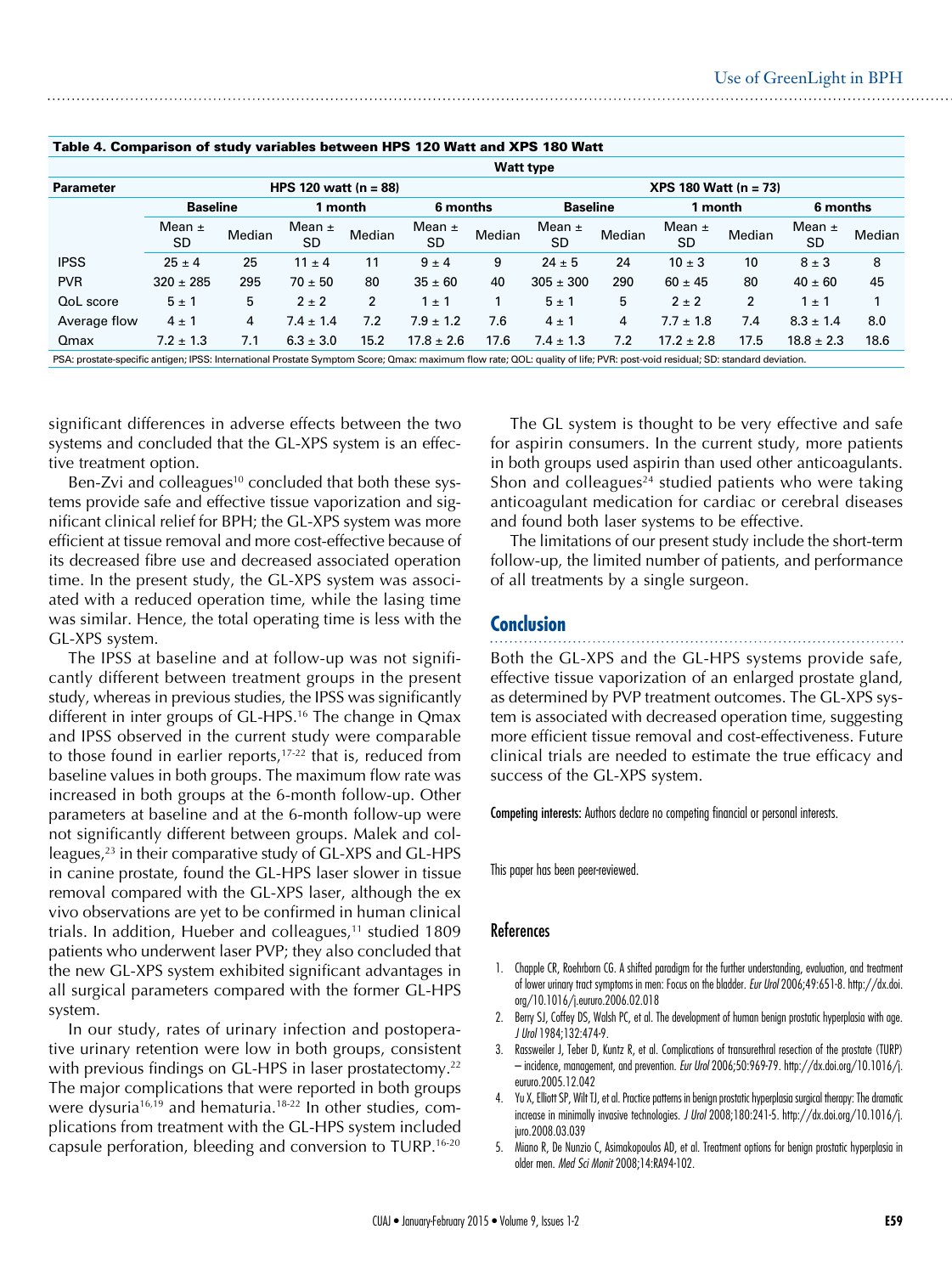**Table 4. Comparison of study variables between HPS 120 Watt and XPS 180 Watt**

| Parameter | Watt type | | | | | | | | | | | |
|---|---|---|---|---|---|---|---|---|---|---|---|---|
| | HPS 120 watt (n = 88) | | | | | | XPS 180 Watt (n = 73) | | | | | |
| | Baseline | | 1 month | | 6 months | | Baseline | | 1 month | | 6 months | |
| | Mean ± SD | Median | Mean ± SD | Median | Mean ± SD | Median | Mean ± SD | Median | Mean ± SD | Median | Mean ± SD | Median |
| IPSS | 25 ± 4 | 25 | 11 ± 4 | 11 | 9 ± 4 | 9 | 24 ± 5 | 24 | 10 ± 3 | 10 | 8 ± 3 | 8 |
| PVR | 320 ± 285 | 295 | 70 ± 50 | 80 | 35 ± 60 | 40 | 305 ± 300 | 290 | 60 ± 45 | 80 | 40 ± 60 | 45 |
| QoL score | 5 ± 1 | 5 | 2 ± 2 | 2 | 1 ± 1 | 1 | 5 ± 1 | 5 | 2 ± 2 | 2 | 1 ± 1 | 1 |
| Average flow | 4 ± 1 | 4 | 7.4 ± 1.4 | 7.2 | 7.9 ± 1.2 | 7.6 | 4 ± 1 | 4 | 7.7 ± 1.8 | 7.4 | 8.3 ± 1.4 | 8.0 |
| Qmax | 7.2 ± 1.3 | 7.1 | 6.3 ± 3.0 | 15.2 | 17.8 ± 2.6 | 17.6 | 7.4 ± 1.3 | 7.2 | 17.2 ± 2.8 | 17.5 | 18.8 ± 2.3 | 18.6 |

PSA: prostate-specific antigen; IPSS: International Prostate Symptom Score; Qmax: maximum flow rate; QOL: quality of life; PVR: post-void residual; SD: standard deviation.

significant differences in adverse effects between the two systems and concluded that the GL-XPS system is an effective treatment option.

Ben-Zvi and colleagues[10] concluded that both these systems provide safe and effective tissue vaporization and significant clinical relief for BPH; the GL-XPS system was more efficient at tissue removal and more cost-effective because of its decreased fibre use and decreased associated operation time. In the present study, the GL-XPS system was associated with a reduced operation time, while the lasing time was similar. Hence, the total operating time is less with the GL-XPS system.

The IPSS at baseline and at follow-up was not significantly different between treatment groups in the present study, whereas in previous studies, the IPSS was significantly different in inter groups of GL-HPS.[16] The change in Qmax and IPSS observed in the current study were comparable to those found in earlier reports,[17-22] that is, reduced from baseline values in both groups. The maximum flow rate was increased in both groups at the 6-month follow-up. Other parameters at baseline and at the 6-month follow-up were not significantly different between groups. Malek and colleagues,[23] in their comparative study of GL-XPS and GL-HPS in canine prostate, found the GL-HPS laser slower in tissue removal compared with the GL-XPS laser, although the ex vivo observations are yet to be confirmed in human clinical trials. In addition, Hueber and colleagues,[11] studied 1809 patients who underwent laser PVP; they also concluded that the new GL-XPS system exhibited significant advantages in all surgical parameters compared with the former GL-HPS system.

In our study, rates of urinary infection and postoperative urinary retention were low in both groups, consistent with previous findings on GL-HPS in laser prostatectomy.[22] The major complications that were reported in both groups were dysuria[16,19] and hematuria.[18-22] In other studies, complications from treatment with the GL-HPS system included capsule perforation, bleeding and conversion to TURP.[16-20]

The GL system is thought to be very effective and safe for aspirin consumers. In the current study, more patients in both groups used aspirin than used other anticoagulants. Shon and colleagues[24] studied patients who were taking anticoagulant medication for cardiac or cerebral diseases and found both laser systems to be effective.

The limitations of our present study include the short-term follow-up, the limited number of patients, and performance of all treatments by a single surgeon.

## Conclusion

Both the GL-XPS and the GL-HPS systems provide safe, effective tissue vaporization of an enlarged prostate gland, as determined by PVP treatment outcomes. The GL-XPS system is associated with decreased operation time, suggesting more efficient tissue removal and cost-effectiveness. Future clinical trials are needed to estimate the true efficacy and success of the GL-XPS system.

**Competing interests:** Authors declare no competing financial or personal interests.

This paper has been peer-reviewed.

## References

1. Chapple CR, Roehrborn CG. A shifted paradigm for the further understanding, evaluation, and treatment of lower urinary tract symptoms in men: Focus on the bladder. *Eur Urol* 2006;49:651-8. http://dx.doi.org/10.1016/j.eururo.2006.02.018
2. Berry SJ, Coffey DS, Walsh PC, et al. The development of human benign prostatic hyperplasia with age. *J Urol* 1984;132:474-9.
3. Rassweiler J, Teber D, Kuntz R, et al. Complications of transurethral resection of the prostate (TURP) – incidence, management, and prevention. *Eur Urol* 2006;50:969-79. http://dx.doi.org/10.1016/j.eururo.2005.12.042
4. Yu X, Elliott SP, Wilt TJ, et al. Practice patterns in benign prostatic hyperplasia surgical therapy: The dramatic increase in minimally invasive technologies. *J Urol* 2008;180:241-5. http://dx.doi.org/10.1016/j.juro.2008.03.039
5. Miano R, De Nunzio C, Asimakopoulos AD, et al. Treatment options for benign prostatic hyperplasia in older men. *Med Sci Monit* 2008;14:RA94-102.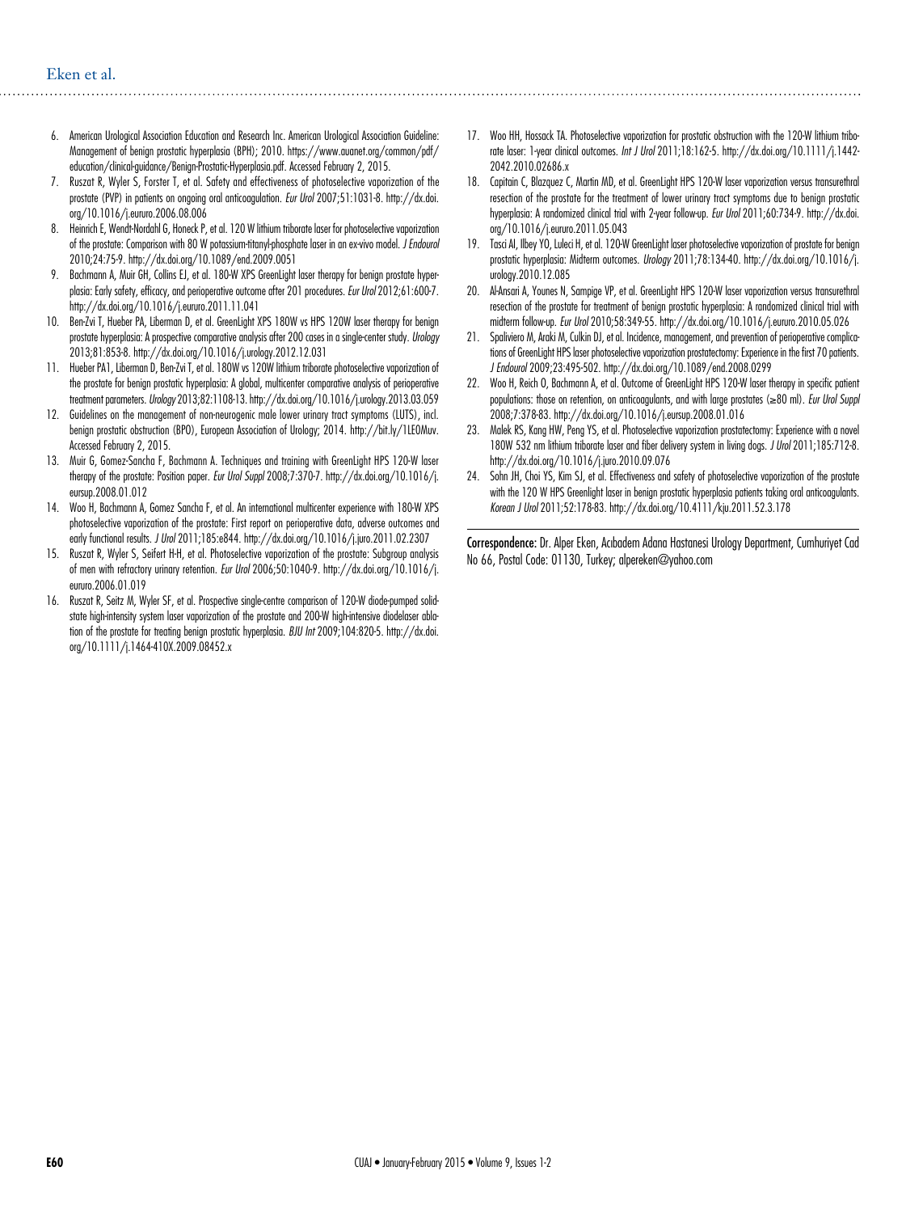6. American Urological Association Education and Research Inc. American Urological Association Guideline: Management of benign prostatic hyperplasia (BPH); 2010. https://www.auanet.org/common/pdf/education/clinical-guidance/Benign-Prostatic-Hyperplasia.pdf. Accessed February 2, 2015.
7. Ruszat R, Wyler S, Forster T, et al. Safety and effectiveness of photoselective vaporization of the prostate (PVP) in patients on ongoing oral anticoagulation. *Eur Urol* 2007;51:1031-8. http://dx.doi.org/10.1016/j.eururo.2006.08.006
8. Heinrich E, Wendt-Nordahl G, Honeck P, et al. 120 W lithium triborate laser for photoselective vaporization of the prostate: Comparison with 80 W potassium-titanyl-phosphate laser in an ex-vivo model. *J Endourol* 2010;24:75-9. http://dx.doi.org/10.1089/end.2009.0051
9. Bachmann A, Muir GH, Collins EJ, et al. 180-W XPS GreenLight laser therapy for benign prostate hyperplasia: Early safety, efficacy, and perioperative outcome after 201 procedures. *Eur Urol* 2012;61:600-7. http://dx.doi.org/10.1016/j.eururo.2011.11.041
10. Ben-Zvi T, Hueber PA, Liberman D, et al. GreenLight XPS 180W vs HPS 120W laser therapy for benign prostate hyperplasia: A prospective comparative analysis after 200 cases in a single-center study. *Urology* 2013;81:853-8. http://dx.doi.org/10.1016/j.urology.2012.12.031
11. Hueber PA1, Liberman D, Ben-Zvi T, et al. 180W vs 120W lithium triborate photoselective vaporization of the prostate for benign prostatic hyperplasia: A global, multicenter comparative analysis of perioperative treatment parameters. *Urology* 2013;82:1108-13. http://dx.doi.org/10.1016/j.urology.2013.03.059
12. Guidelines on the management of non-neurogenic male lower urinary tract symptoms (LUTS), incl. benign prostatic obstruction (BPO), European Association of Urology; 2014. http://bit.ly/1LEOMuv. Accessed February 2, 2015.
13. Muir G, Gomez-Sancha F, Bachmann A. Techniques and training with GreenLight HPS 120-W laser therapy of the prostate: Position paper. *Eur Urol Suppl* 2008;7:370-7. http://dx.doi.org/10.1016/j.eursup.2008.01.012
14. Woo H, Bachmann A, Gomez Sancha F, et al. An international multicenter experience with 180-W XPS photoselective vaporization of the prostate: First report on perioperative data, adverse outcomes and early functional results. *J Urol* 2011;185:e844. http://dx.doi.org/10.1016/j.juro.2011.02.2307
15. Ruszat R, Wyler S, Seifert H-H, et al. Photoselective vaporization of the prostate: Subgroup analysis of men with refractory urinary retention. *Eur Urol* 2006;50:1040-9. http://dx.doi.org/10.1016/j.eururo.2006.01.019
16. Ruszat R, Seitz M, Wyler SF, et al. Prospective single-centre comparison of 120-W diode-pumped solid-state high-intensity system laser vaporization of the prostate and 200-W high-intensive diodelaser ablation of the prostate for treating benign prostatic hyperplasia. *BJU Int* 2009;104:820-5. http://dx.doi.org/10.1111/j.1464-410X.2009.08452.x
17. Woo HH, Hossack TA. Photoselective vaporization for prostatic obstruction with the 120-W lithium triborate laser: 1-year clinical outcomes. *Int J Urol* 2011;18:162-5. http://dx.doi.org/10.1111/j.1442-2042.2010.02686.x
18. Capitain C, Blazquez C, Martin MD, et al. GreenLight HPS 120-W laser vaporization versus transurethral resection of the prostate for the treatment of lower urinary tract symptoms due to benign prostatic hyperplasia: A randomized clinical trial with 2-year follow-up. *Eur Urol* 2011;60:734-9. http://dx.doi.org/10.1016/j.eururo.2011.05.043
19. Tasci AI, Ilbey YO, Luleci H, et al. 120-W GreenLight laser photoselective vaporization of prostate for benign prostatic hyperplasia: Midterm outcomes. *Urology* 2011;78:134-40. http://dx.doi.org/10.1016/j.urology.2010.12.085
20. Al-Ansari A, Younes N, Sampige VP, et al. GreenLight HPS 120-W laser vaporization versus transurethral resection of the prostate for treatment of benign prostatic hyperplasia: A randomized clinical trial with midterm follow-up. *Eur Urol* 2010;58:349-55. http://dx.doi.org/10.1016/j.eururo.2010.05.026
21. Spaliviero M, Araki M, Culkin DJ, et al. Incidence, management, and prevention of perioperative complications of GreenLight HPS laser photoselective vaporization prostatectomy: Experience in the first 70 patients. *J Endourol* 2009;23:495-502. http://dx.doi.org/10.1089/end.2008.0299
22. Woo H, Reich O, Bachmann A, et al. Outcome of GreenLight HPS 120-W laser therapy in specific patient populations: those on retention, on anticoagulants, and with large prostates (≥80 ml). *Eur Urol Suppl* 2008;7:378-83. http://dx.doi.org/10.1016/j.eursup.2008.01.016
23. Malek RS, Kang HW, Peng YS, et al. Photoselective vaporization prostatectomy: Experience with a novel 180W 532 nm lithium triborate laser and fiber delivery system in living dogs. *J Urol* 2011;185:712-8. http://dx.doi.org/10.1016/j.juro.2010.09.076
24. Sohn JH, Choi YS, Kim SJ, et al. Effectiveness and safety of photoselective vaporization of the prostate with the 120 W HPS Greenlight laser in benign prostatic hyperplasia patients taking oral anticoagulants. *Korean J Urol* 2011;52:178-83. http://dx.doi.org/10.4111/kju.2011.52.3.178

---

**Correspondence:** Dr. Alper Eken, Acıbadem Adana Hastanesi Urology Department, Cumhuriyet Cad No 66, Postal Code: 01130, Turkey; alpereken@yahoo.com